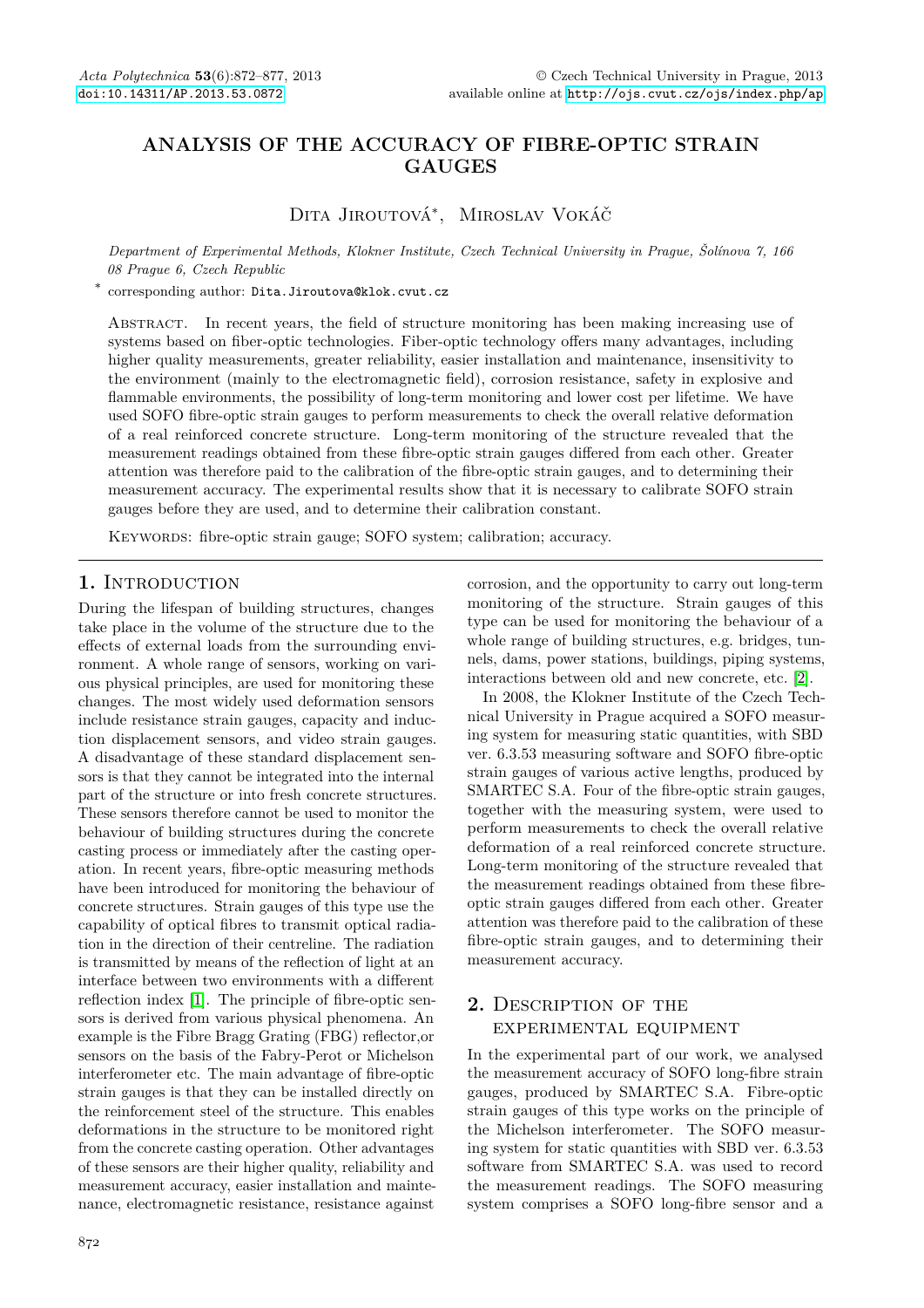# Analysis of the Accuracy of Fibre-Optic Strain Gauges

Dita Jiroutová*, Miroslav Vokáč

*Department of Experimental Methods, Klokner Institute, Czech Technical University in Prague, Šolínova 7, 166 08 Prague 6, Czech Republic*

\* corresponding author: Dita.Jiroutova@klok.cvut.cz

Abstract. In recent years, the field of structure monitoring has been making increasing use of systems based on fiber-optic technologies. Fiber-optic technology offers many advantages, including higher quality measurements, greater reliability, easier installation and maintenance, insensitivity to the environment (mainly to the electromagnetic field), corrosion resistance, safety in explosive and flammable environments, the possibility of long-term monitoring and lower cost per lifetime. We have used SOFO fibre-optic strain gauges to perform measurements to check the overall relative deformation of a real reinforced concrete structure. Long-term monitoring of the structure revealed that the measurement readings obtained from these fibre-optic strain gauges differed from each other. Greater attention was therefore paid to the calibration of the fibre-optic strain gauges, and to determining their measurement accuracy. The experimental results show that it is necessary to calibrate SOFO strain gauges before they are used, and to determine their calibration constant.

Keywords: fibre-optic strain gauge; SOFO system; calibration; accuracy.

## 1. Introduction

During the lifespan of building structures, changes take place in the volume of the structure due to the effects of external loads from the surrounding environment. A whole range of sensors, working on various physical principles, are used for monitoring these changes. The most widely used deformation sensors include resistance strain gauges, capacity and induction displacement sensors, and video strain gauges. A disadvantage of these standard displacement sensors is that they cannot be integrated into the internal part of the structure or into fresh concrete structures. These sensors therefore cannot be used to monitor the behaviour of building structures during the concrete casting process or immediately after the casting operation. In recent years, fibre-optic measuring methods have been introduced for monitoring the behaviour of concrete structures. Strain gauges of this type use the capability of optical fibres to transmit optical radiation in the direction of their centreline. The radiation is transmitted by means of the reflection of light at an interface between two environments with a different reflection index [1]. The principle of fibre-optic sensors is derived from various physical phenomena. An example is the Fibre Bragg Grating (FBG) reflector,or sensors on the basis of the Fabry-Perot or Michelson interferometer etc. The main advantage of fibre-optic strain gauges is that they can be installed directly on the reinforcement steel of the structure. This enables deformations in the structure to be monitored right from the concrete casting operation. Other advantages of these sensors are their higher quality, reliability and measurement accuracy, easier installation and maintenance, electromagnetic resistance, resistance against corrosion, and the opportunity to carry out long-term monitoring of the structure. Strain gauges of this type can be used for monitoring the behaviour of a whole range of building structures, e.g. bridges, tunnels, dams, power stations, buildings, piping systems, interactions between old and new concrete, etc. [2].

In 2008, the Klokner Institute of the Czech Technical University in Prague acquired a SOFO measuring system for measuring static quantities, with SBD ver. 6.3.53 measuring software and SOFO fibre-optic strain gauges of various active lengths, produced by SMARTEC S.A. Four of the fibre-optic strain gauges, together with the measuring system, were used to perform measurements to check the overall relative deformation of a real reinforced concrete structure. Long-term monitoring of the structure revealed that the measurement readings obtained from these fibre-optic strain gauges differed from each other. Greater attention was therefore paid to the calibration of these fibre-optic strain gauges, and to determining their measurement accuracy.

## 2. Description of the experimental equipment

In the experimental part of our work, we analysed the measurement accuracy of SOFO long-fibre strain gauges, produced by SMARTEC S.A. Fibre-optic strain gauges of this type works on the principle of the Michelson interferometer. The SOFO measuring system for static quantities with SBD ver. 6.3.53 software from SMARTEC S.A. was used to record the measurement readings. The SOFO measuring system comprises a SOFO long-fibre sensor and a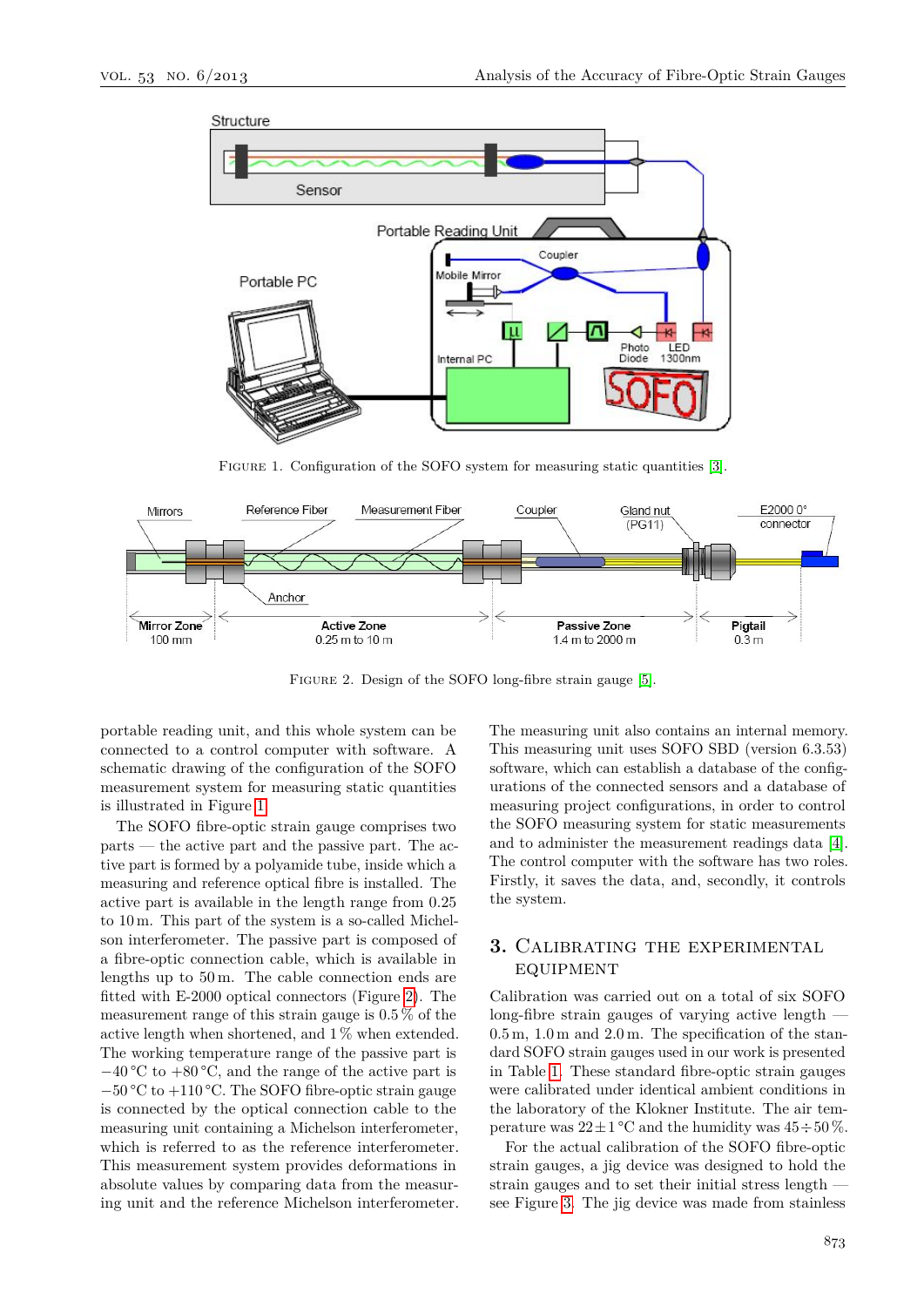FIGURE 1. Configuration of the SOFO system for measuring static quantities [3].

FIGURE 2. Design of the SOFO long-fibre strain gauge [5].

portable reading unit, and this whole system can be connected to a control computer with software. A schematic drawing of the configuration of the SOFO measurement system for measuring static quantities is illustrated in Figure 1.

The SOFO fibre-optic strain gauge comprises two parts — the active part and the passive part. The active part is formed by a polyamide tube, inside which a measuring and reference optical fibre is installed. The active part is available in the length range from 0.25 to 10 m. This part of the system is a so-called Michelson interferometer. The passive part is composed of a fibre-optic connection cable, which is available in lengths up to 50 m. The cable connection ends are fitted with E-2000 optical connectors (Figure 2). The measurement range of this strain gauge is 0.5 % of the active length when shortened, and 1 % when extended. The working temperature range of the passive part is −40 °C to +80 °C, and the range of the active part is −50 °C to +110 °C. The SOFO fibre-optic strain gauge is connected by the optical connection cable to the measuring unit containing a Michelson interferometer, which is referred to as the reference interferometer. This measurement system provides deformations in absolute values by comparing data from the measuring unit and the reference Michelson interferometer. The measuring unit also contains an internal memory. This measuring unit uses SOFO SBD (version 6.3.53) software, which can establish a database of the configurations of the connected sensors and a database of measuring project configurations, in order to control the SOFO measuring system for static measurements and to administer the measurement readings data [4]. The control computer with the software has two roles. Firstly, it saves the data, and, secondly, it controls the system.

## 3. Calibrating the experimental equipment

Calibration was carried out on a total of six SOFO long-fibre strain gauges of varying active length — 0.5 m, 1.0 m and 2.0 m. The specification of the standard SOFO strain gauges used in our work is presented in Table 1. These standard fibre-optic strain gauges were calibrated under identical ambient conditions in the laboratory of the Klokner Institute. The air temperature was 22 ± 1 °C and the humidity was 45 ÷ 50 %.

For the actual calibration of the SOFO fibre-optic strain gauges, a jig device was designed to hold the strain gauges and to set their initial stress length — see Figure 3. The jig device was made from stainless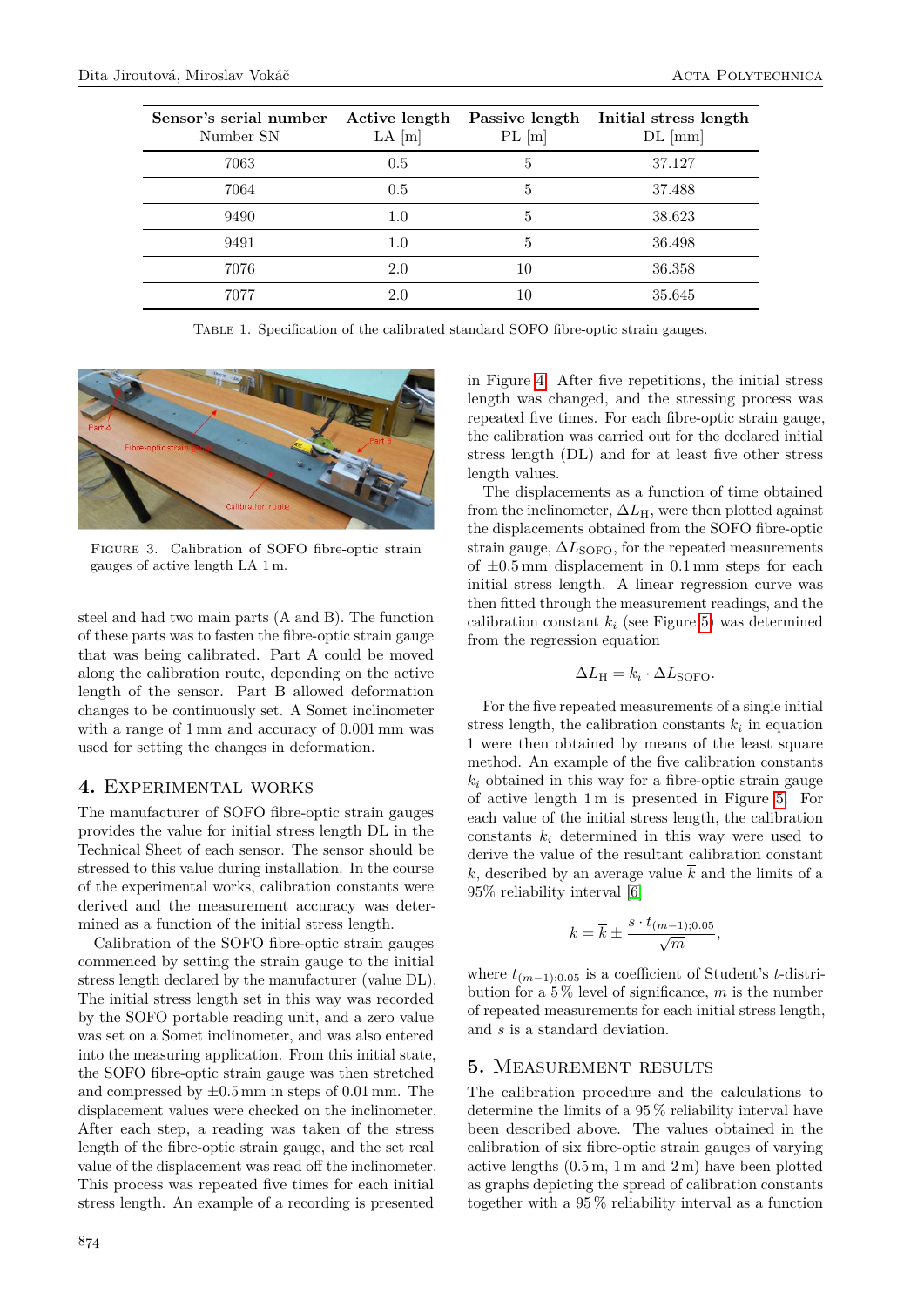| Sensor's serial number Number SN | Active length LA [m] | Passive length PL [m] | Initial stress length DL [mm] |
|---|---|---|---|
| 7063 | 0.5 | 5 | 37.127 |
| 7064 | 0.5 | 5 | 37.488 |
| 9490 | 1.0 | 5 | 38.623 |
| 9491 | 1.0 | 5 | 36.498 |
| 7076 | 2.0 | 10 | 36.358 |
| 7077 | 2.0 | 10 | 35.645 |

Table 1. Specification of the calibrated standard SOFO fibre-optic strain gauges.

Figure 3. Calibration of SOFO fibre-optic strain gauges of active length LA 1 m.

steel and had two main parts (A and B). The function of these parts was to fasten the fibre-optic strain gauge that was being calibrated. Part A could be moved along the calibration route, depending on the active length of the sensor. Part B allowed deformation changes to be continuously set. A Somet inclinometer with a range of 1 mm and accuracy of 0.001 mm was used for setting the changes in deformation.

## 4. Experimental works

The manufacturer of SOFO fibre-optic strain gauges provides the value for initial stress length DL in the Technical Sheet of each sensor. The sensor should be stressed to this value during installation. In the course of the experimental works, calibration constants were derived and the measurement accuracy was determined as a function of the initial stress length.

Calibration of the SOFO fibre-optic strain gauges commenced by setting the strain gauge to the initial stress length declared by the manufacturer (value DL). The initial stress length set in this way was recorded by the SOFO portable reading unit, and a zero value was set on a Somet inclinometer, and was also entered into the measuring application. From this initial state, the SOFO fibre-optic strain gauge was then stretched and compressed by ±0.5 mm in steps of 0.01 mm. The displacement values were checked on the inclinometer. After each step, a reading was taken of the stress length of the fibre-optic strain gauge, and the set real value of the displacement was read off the inclinometer. This process was repeated five times for each initial stress length. An example of a recording is presented in Figure 4. After five repetitions, the initial stress length was changed, and the stressing process was repeated five times. For each fibre-optic strain gauge, the calibration was carried out for the declared initial stress length (DL) and for at least five other stress length values.

The displacements as a function of time obtained from the inclinometer, $\Delta L_{\mathrm{H}}$, were then plotted against the displacements obtained from the SOFO fibre-optic strain gauge, $\Delta L_{\mathrm{SOFO}}$, for the repeated measurements of ±0.5 mm displacement in 0.1 mm steps for each initial stress length. A linear regression curve was then fitted through the measurement readings, and the calibration constant $k_i$ (see Figure 5) was determined from the regression equation

$$\Delta L_{\mathrm{H}} = k_i \cdot \Delta L_{\mathrm{SOFO}}.$$

For the five repeated measurements of a single initial stress length, the calibration constants $k_i$ in equation 1 were then obtained by means of the least square method. An example of the five calibration constants $k_i$ obtained in this way for a fibre-optic strain gauge of active length 1 m is presented in Figure 5. For each value of the initial stress length, the calibration constants $k_i$ determined in this way were used to derive the value of the resultant calibration constant $k$, described by an average value $\overline{k}$ and the limits of a 95% reliability interval [6]

$$k = \overline{k} \pm \frac{s \cdot t_{(m-1);0.05}}{\sqrt{m}},$$

where $t_{(m-1);0.05}$ is a coefficient of Student's $t$-distribution for a 5 % level of significance, $m$ is the number of repeated measurements for each initial stress length, and $s$ is a standard deviation.

## 5. Measurement results

The calibration procedure and the calculations to determine the limits of a 95 % reliability interval have been described above. The values obtained in the calibration of six fibre-optic strain gauges of varying active lengths (0.5 m, 1 m and 2 m) have been plotted as graphs depicting the spread of calibration constants together with a 95 % reliability interval as a function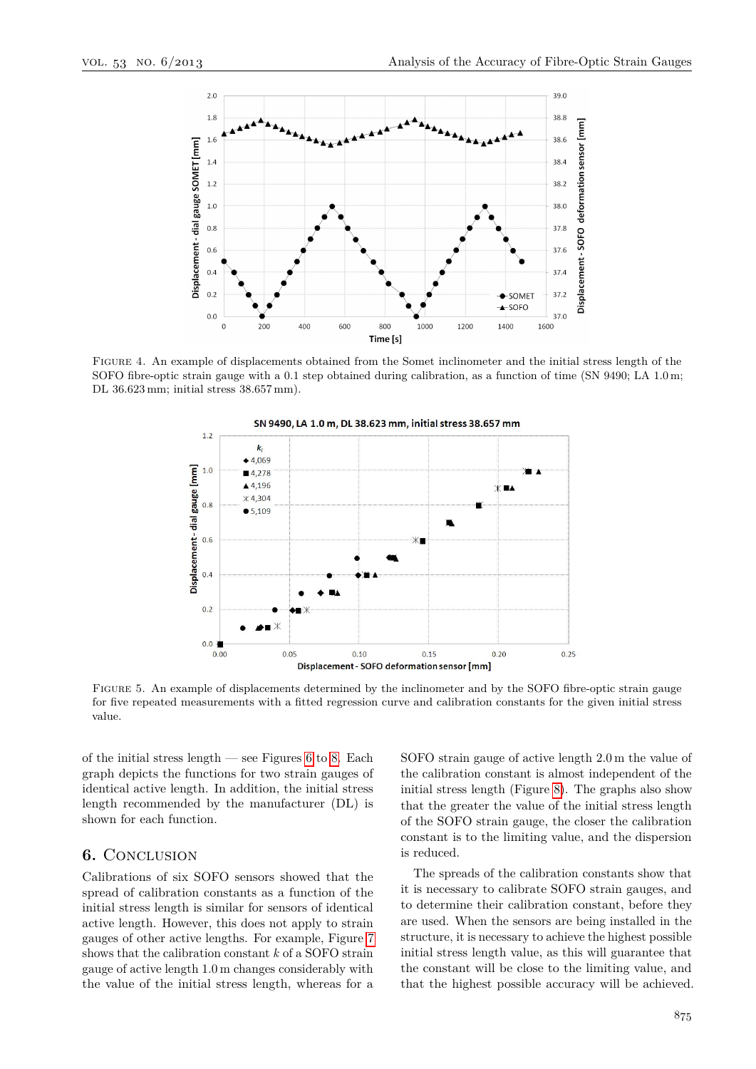FIGURE 4. An example of displacements obtained from the Somet inclinometer and the initial stress length of the SOFO fibre-optic strain gauge with a 0.1 step obtained during calibration, as a function of time (SN 9490; LA 1.0 m; DL 36.623 mm; initial stress 38.657 mm).

FIGURE 5. An example of displacements determined by the inclinometer and by the SOFO fibre-optic strain gauge for five repeated measurements with a fitted regression curve and calibration constants for the given initial stress value.

of the initial stress length — see Figures 6 to 8. Each graph depicts the functions for two strain gauges of identical active length. In addition, the initial stress length recommended by the manufacturer (DL) is shown for each function.

## 6. CONCLUSION

Calibrations of six SOFO sensors showed that the spread of calibration constants as a function of the initial stress length is similar for sensors of identical active length. However, this does not apply to strain gauges of other active lengths. For example, Figure 7 shows that the calibration constant $k$ of a SOFO strain gauge of active length 1.0 m changes considerably with the value of the initial stress length, whereas for a SOFO strain gauge of active length 2.0 m the value of the calibration constant is almost independent of the initial stress length (Figure 8). The graphs also show that the greater the value of the initial stress length of the SOFO strain gauge, the closer the calibration constant is to the limiting value, and the dispersion is reduced.

The spreads of the calibration constants show that it is necessary to calibrate SOFO strain gauges, and to determine their calibration constant, before they are used. When the sensors are being installed in the structure, it is necessary to achieve the highest possible initial stress length value, as this will guarantee that the constant will be close to the limiting value, and that the highest possible accuracy will be achieved.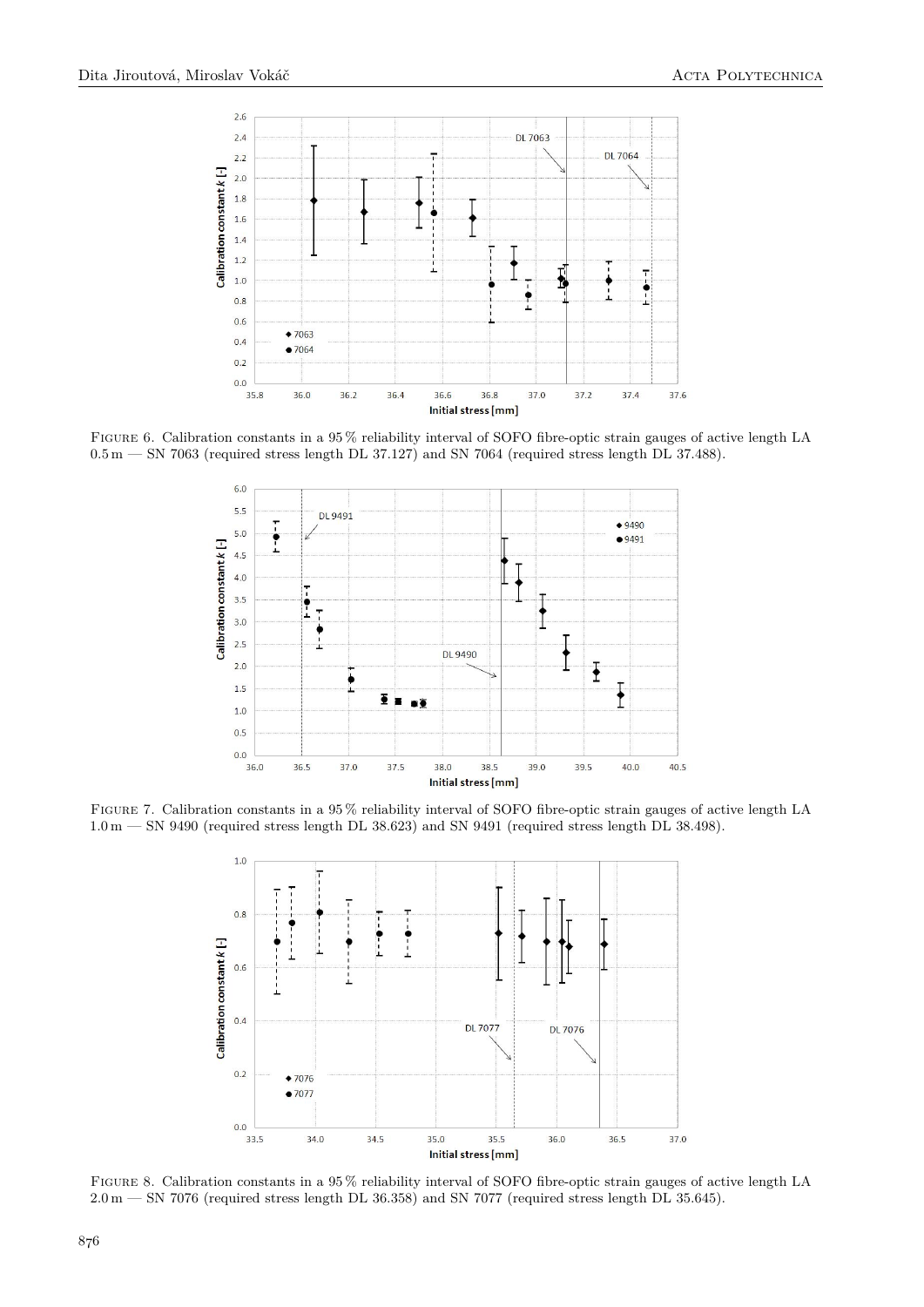Figure 6. Calibration constants in a 95 % reliability interval of SOFO fibre-optic strain gauges of active length LA 0.5 m — SN 7063 (required stress length DL 37.127) and SN 7064 (required stress length DL 37.488).

Figure 7. Calibration constants in a 95 % reliability interval of SOFO fibre-optic strain gauges of active length LA 1.0 m — SN 9490 (required stress length DL 38.623) and SN 9491 (required stress length DL 38.498).

Figure 8. Calibration constants in a 95 % reliability interval of SOFO fibre-optic strain gauges of active length LA 2.0 m — SN 7076 (required stress length DL 36.358) and SN 7077 (required stress length DL 35.645).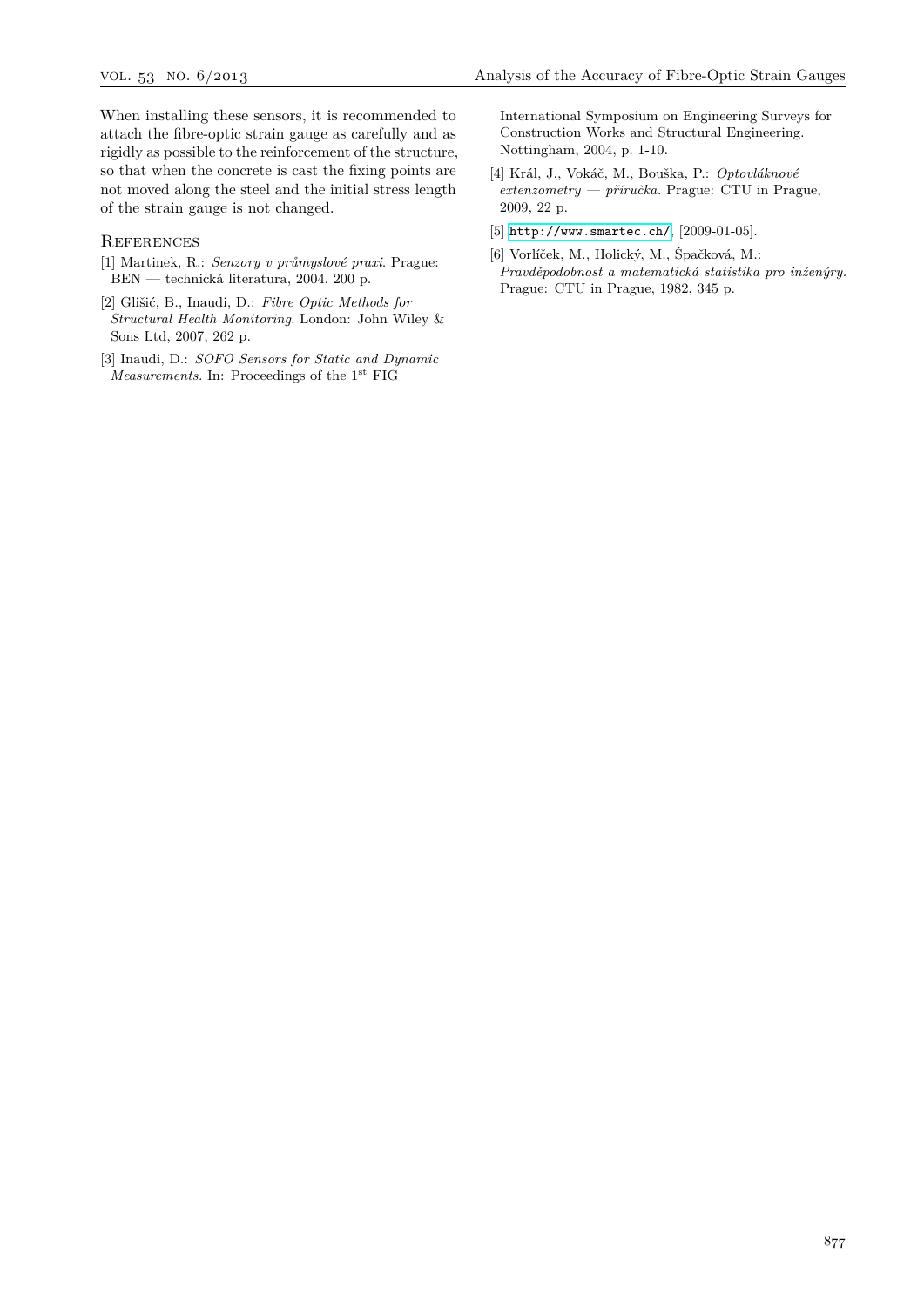When installing these sensors, it is recommended to attach the fibre-optic strain gauge as carefully and as rigidly as possible to the reinforcement of the structure, so that when the concrete is cast the fixing points are not moved along the steel and the initial stress length of the strain gauge is not changed.

## References

[1] Martinek, R.: *Senzory v průmyslové praxi*. Prague: BEN — technická literatura, 2004. 200 p.

[2] Glišić, B., Inaudi, D.: *Fibre Optic Methods for Structural Health Monitoring*. London: John Wiley & Sons Ltd, 2007, 262 p.

[3] Inaudi, D.: *SOFO Sensors for Static and Dynamic Measurements.* In: Proceedings of the 1st FIG International Symposium on Engineering Surveys for Construction Works and Structural Engineering. Nottingham, 2004, p. 1-10.

[4] Král, J., Vokáč, M., Bouška, P.: *Optovláknové extenzometry — příručka.* Prague: CTU in Prague, 2009, 22 p.

[5] http://www.smartec.ch/, [2009-01-05].

[6] Vorlíček, M., Holický, M., Špačková, M.: *Pravděpodobnost a matematická statistika pro inženýry.* Prague: CTU in Prague, 1982, 345 p.